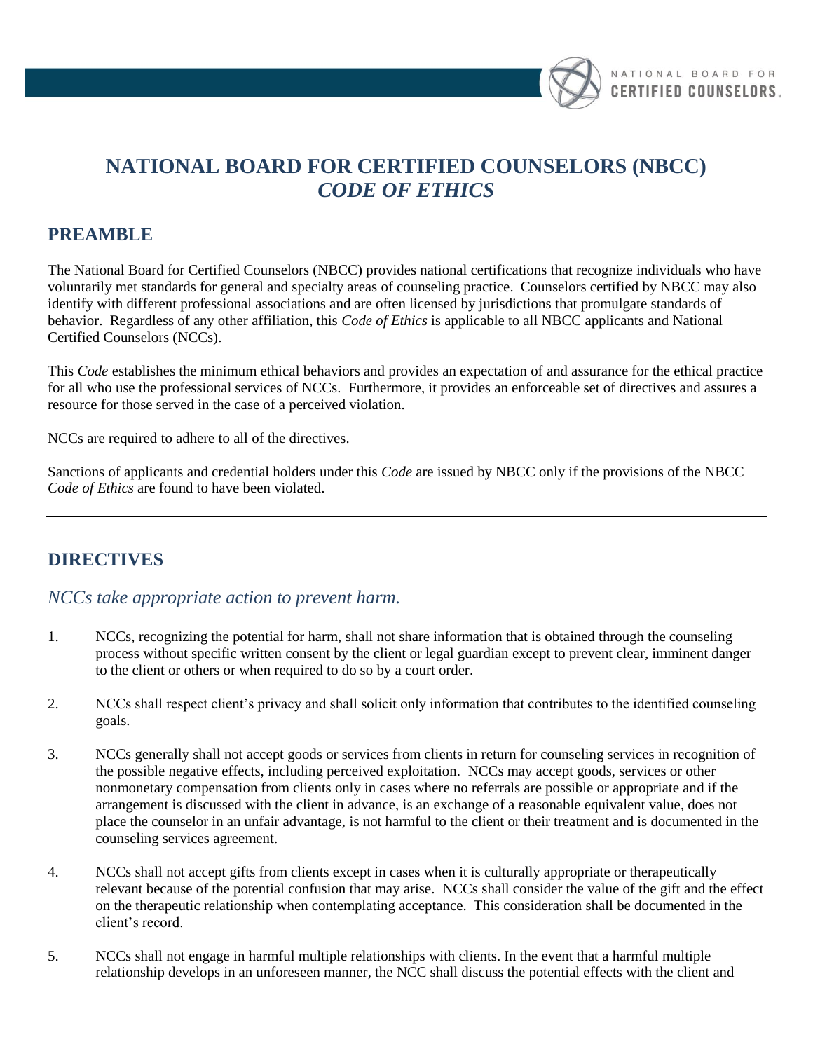# NATIONAL BOARD FOR CERTIFIED COUNSELORS (NBCC)
# *CODE OF ETHICS*

## PREAMBLE

The National Board for Certified Counselors (NBCC) provides national certifications that recognize individuals who have voluntarily met standards for general and specialty areas of counseling practice. Counselors certified by NBCC may also identify with different professional associations and are often licensed by jurisdictions that promulgate standards of behavior. Regardless of any other affiliation, this *Code of Ethics* is applicable to all NBCC applicants and National Certified Counselors (NCCs).

This *Code* establishes the minimum ethical behaviors and provides an expectation of and assurance for the ethical practice for all who use the professional services of NCCs. Furthermore, it provides an enforceable set of directives and assures a resource for those served in the case of a perceived violation.

NCCs are required to adhere to all of the directives.

Sanctions of applicants and credential holders under this *Code* are issued by NBCC only if the provisions of the NBCC *Code of Ethics* are found to have been violated.

---

## DIRECTIVES

### *NCCs take appropriate action to prevent harm.*

1. NCCs, recognizing the potential for harm, shall not share information that is obtained through the counseling process without specific written consent by the client or legal guardian except to prevent clear, imminent danger to the client or others or when required to do so by a court order.

2. NCCs shall respect client's privacy and shall solicit only information that contributes to the identified counseling goals.

3. NCCs generally shall not accept goods or services from clients in return for counseling services in recognition of the possible negative effects, including perceived exploitation. NCCs may accept goods, services or other nonmonetary compensation from clients only in cases where no referrals are possible or appropriate and if the arrangement is discussed with the client in advance, is an exchange of a reasonable equivalent value, does not place the counselor in an unfair advantage, is not harmful to the client or their treatment and is documented in the counseling services agreement.

4. NCCs shall not accept gifts from clients except in cases when it is culturally appropriate or therapeutically relevant because of the potential confusion that may arise. NCCs shall consider the value of the gift and the effect on the therapeutic relationship when contemplating acceptance. This consideration shall be documented in the client's record.

5. NCCs shall not engage in harmful multiple relationships with clients. In the event that a harmful multiple relationship develops in an unforeseen manner, the NCC shall discuss the potential effects with the client and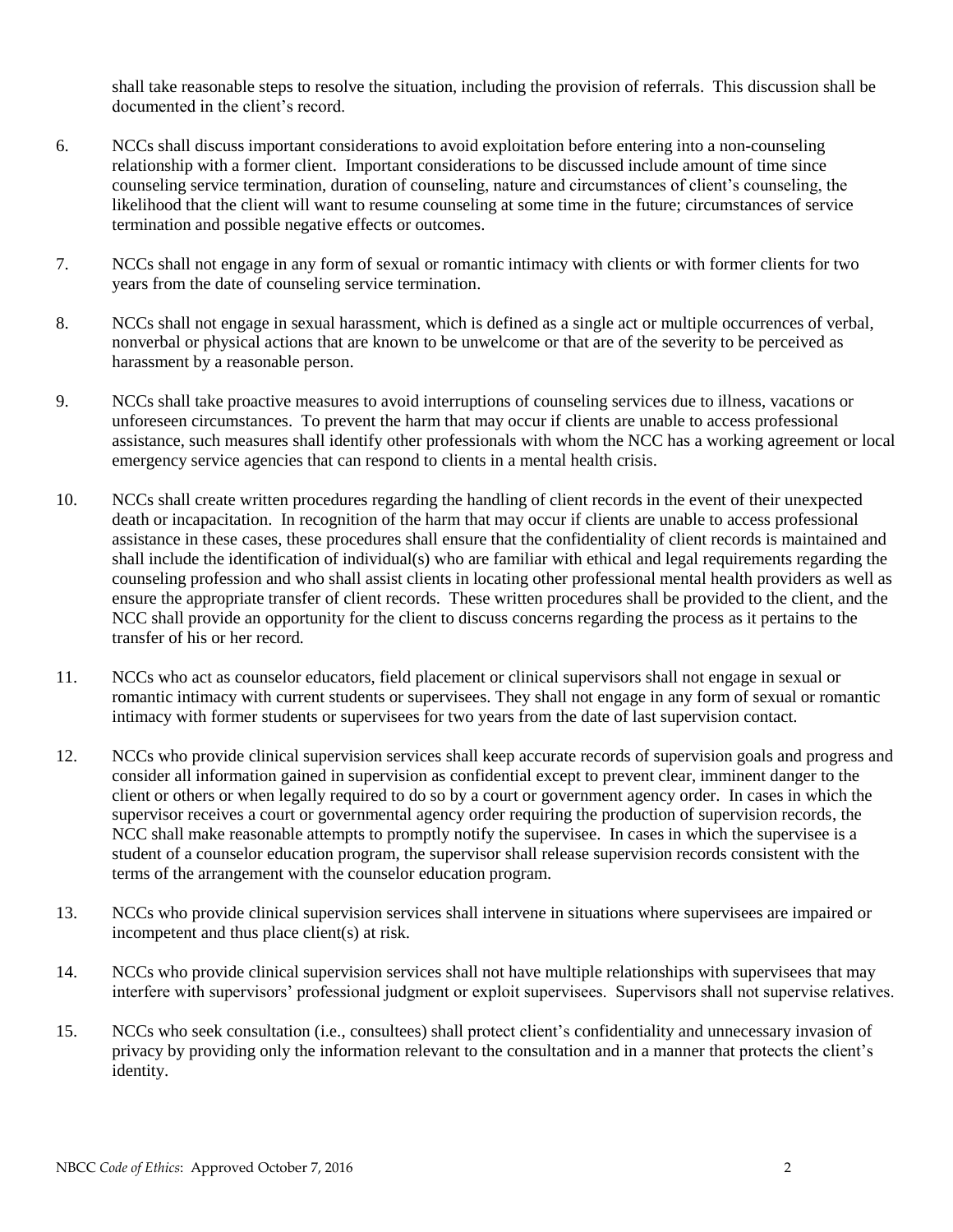shall take reasonable steps to resolve the situation, including the provision of referrals. This discussion shall be documented in the client's record.

6. NCCs shall discuss important considerations to avoid exploitation before entering into a non-counseling relationship with a former client. Important considerations to be discussed include amount of time since counseling service termination, duration of counseling, nature and circumstances of client's counseling, the likelihood that the client will want to resume counseling at some time in the future; circumstances of service termination and possible negative effects or outcomes.

7. NCCs shall not engage in any form of sexual or romantic intimacy with clients or with former clients for two years from the date of counseling service termination.

8. NCCs shall not engage in sexual harassment, which is defined as a single act or multiple occurrences of verbal, nonverbal or physical actions that are known to be unwelcome or that are of the severity to be perceived as harassment by a reasonable person.

9. NCCs shall take proactive measures to avoid interruptions of counseling services due to illness, vacations or unforeseen circumstances. To prevent the harm that may occur if clients are unable to access professional assistance, such measures shall identify other professionals with whom the NCC has a working agreement or local emergency service agencies that can respond to clients in a mental health crisis.

10. NCCs shall create written procedures regarding the handling of client records in the event of their unexpected death or incapacitation. In recognition of the harm that may occur if clients are unable to access professional assistance in these cases, these procedures shall ensure that the confidentiality of client records is maintained and shall include the identification of individual(s) who are familiar with ethical and legal requirements regarding the counseling profession and who shall assist clients in locating other professional mental health providers as well as ensure the appropriate transfer of client records. These written procedures shall be provided to the client, and the NCC shall provide an opportunity for the client to discuss concerns regarding the process as it pertains to the transfer of his or her record.

11. NCCs who act as counselor educators, field placement or clinical supervisors shall not engage in sexual or romantic intimacy with current students or supervisees. They shall not engage in any form of sexual or romantic intimacy with former students or supervisees for two years from the date of last supervision contact.

12. NCCs who provide clinical supervision services shall keep accurate records of supervision goals and progress and consider all information gained in supervision as confidential except to prevent clear, imminent danger to the client or others or when legally required to do so by a court or government agency order. In cases in which the supervisor receives a court or governmental agency order requiring the production of supervision records, the NCC shall make reasonable attempts to promptly notify the supervisee. In cases in which the supervisee is a student of a counselor education program, the supervisor shall release supervision records consistent with the terms of the arrangement with the counselor education program.

13. NCCs who provide clinical supervision services shall intervene in situations where supervisees are impaired or incompetent and thus place client(s) at risk.

14. NCCs who provide clinical supervision services shall not have multiple relationships with supervisees that may interfere with supervisors' professional judgment or exploit supervisees. Supervisors shall not supervise relatives.

15. NCCs who seek consultation (i.e., consultees) shall protect client's confidentiality and unnecessary invasion of privacy by providing only the information relevant to the consultation and in a manner that protects the client's identity.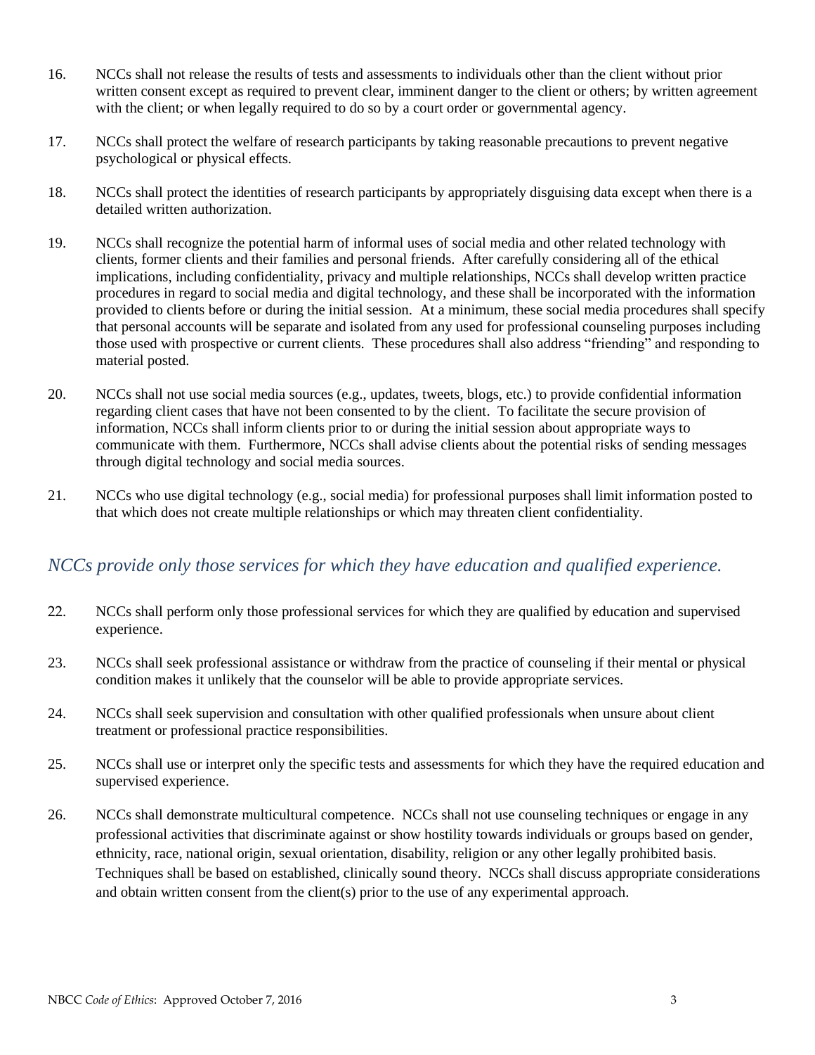16. NCCs shall not release the results of tests and assessments to individuals other than the client without prior written consent except as required to prevent clear, imminent danger to the client or others; by written agreement with the client; or when legally required to do so by a court order or governmental agency.

17. NCCs shall protect the welfare of research participants by taking reasonable precautions to prevent negative psychological or physical effects.

18. NCCs shall protect the identities of research participants by appropriately disguising data except when there is a detailed written authorization.

19. NCCs shall recognize the potential harm of informal uses of social media and other related technology with clients, former clients and their families and personal friends. After carefully considering all of the ethical implications, including confidentiality, privacy and multiple relationships, NCCs shall develop written practice procedures in regard to social media and digital technology, and these shall be incorporated with the information provided to clients before or during the initial session. At a minimum, these social media procedures shall specify that personal accounts will be separate and isolated from any used for professional counseling purposes including those used with prospective or current clients. These procedures shall also address "friending" and responding to material posted.

20. NCCs shall not use social media sources (e.g., updates, tweets, blogs, etc.) to provide confidential information regarding client cases that have not been consented to by the client. To facilitate the secure provision of information, NCCs shall inform clients prior to or during the initial session about appropriate ways to communicate with them. Furthermore, NCCs shall advise clients about the potential risks of sending messages through digital technology and social media sources.

21. NCCs who use digital technology (e.g., social media) for professional purposes shall limit information posted to that which does not create multiple relationships or which may threaten client confidentiality.

## *NCCs provide only those services for which they have education and qualified experience.*

22. NCCs shall perform only those professional services for which they are qualified by education and supervised experience.

23. NCCs shall seek professional assistance or withdraw from the practice of counseling if their mental or physical condition makes it unlikely that the counselor will be able to provide appropriate services.

24. NCCs shall seek supervision and consultation with other qualified professionals when unsure about client treatment or professional practice responsibilities.

25. NCCs shall use or interpret only the specific tests and assessments for which they have the required education and supervised experience.

26. NCCs shall demonstrate multicultural competence. NCCs shall not use counseling techniques or engage in any professional activities that discriminate against or show hostility towards individuals or groups based on gender, ethnicity, race, national origin, sexual orientation, disability, religion or any other legally prohibited basis. Techniques shall be based on established, clinically sound theory. NCCs shall discuss appropriate considerations and obtain written consent from the client(s) prior to the use of any experimental approach.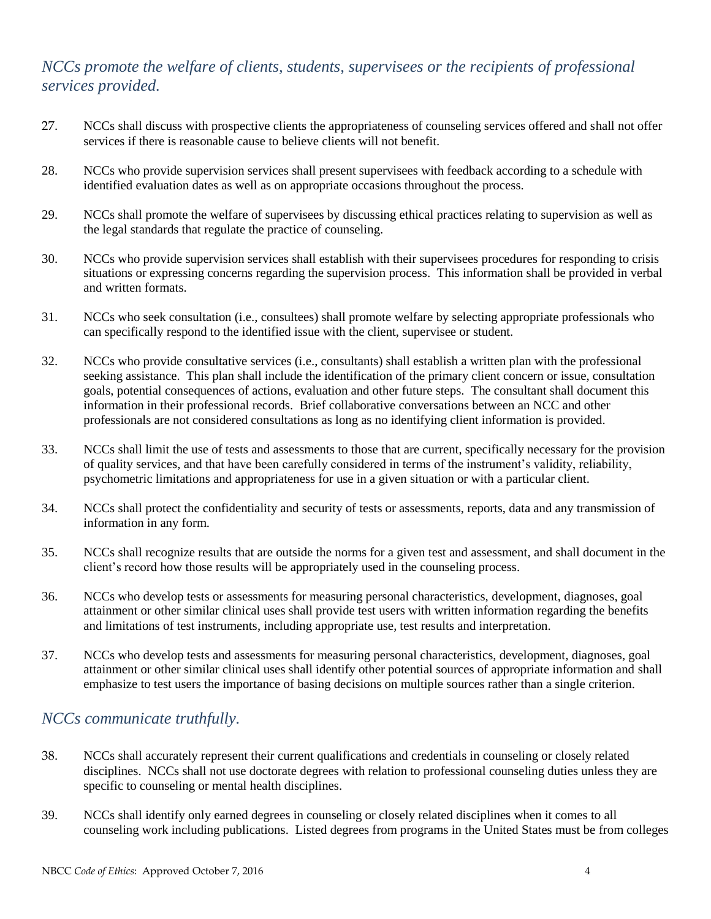## *NCCs promote the welfare of clients, students, supervisees or the recipients of professional services provided.*

27. NCCs shall discuss with prospective clients the appropriateness of counseling services offered and shall not offer services if there is reasonable cause to believe clients will not benefit.

28. NCCs who provide supervision services shall present supervisees with feedback according to a schedule with identified evaluation dates as well as on appropriate occasions throughout the process.

29. NCCs shall promote the welfare of supervisees by discussing ethical practices relating to supervision as well as the legal standards that regulate the practice of counseling.

30. NCCs who provide supervision services shall establish with their supervisees procedures for responding to crisis situations or expressing concerns regarding the supervision process. This information shall be provided in verbal and written formats.

31. NCCs who seek consultation (i.e., consultees) shall promote welfare by selecting appropriate professionals who can specifically respond to the identified issue with the client, supervisee or student.

32. NCCs who provide consultative services (i.e., consultants) shall establish a written plan with the professional seeking assistance. This plan shall include the identification of the primary client concern or issue, consultation goals, potential consequences of actions, evaluation and other future steps. The consultant shall document this information in their professional records. Brief collaborative conversations between an NCC and other professionals are not considered consultations as long as no identifying client information is provided.

33. NCCs shall limit the use of tests and assessments to those that are current, specifically necessary for the provision of quality services, and that have been carefully considered in terms of the instrument's validity, reliability, psychometric limitations and appropriateness for use in a given situation or with a particular client.

34. NCCs shall protect the confidentiality and security of tests or assessments, reports, data and any transmission of information in any form.

35. NCCs shall recognize results that are outside the norms for a given test and assessment, and shall document in the client's record how those results will be appropriately used in the counseling process.

36. NCCs who develop tests or assessments for measuring personal characteristics, development, diagnoses, goal attainment or other similar clinical uses shall provide test users with written information regarding the benefits and limitations of test instruments, including appropriate use, test results and interpretation.

37. NCCs who develop tests and assessments for measuring personal characteristics, development, diagnoses, goal attainment or other similar clinical uses shall identify other potential sources of appropriate information and shall emphasize to test users the importance of basing decisions on multiple sources rather than a single criterion.

## *NCCs communicate truthfully.*

38. NCCs shall accurately represent their current qualifications and credentials in counseling or closely related disciplines. NCCs shall not use doctorate degrees with relation to professional counseling duties unless they are specific to counseling or mental health disciplines.

39. NCCs shall identify only earned degrees in counseling or closely related disciplines when it comes to all counseling work including publications. Listed degrees from programs in the United States must be from colleges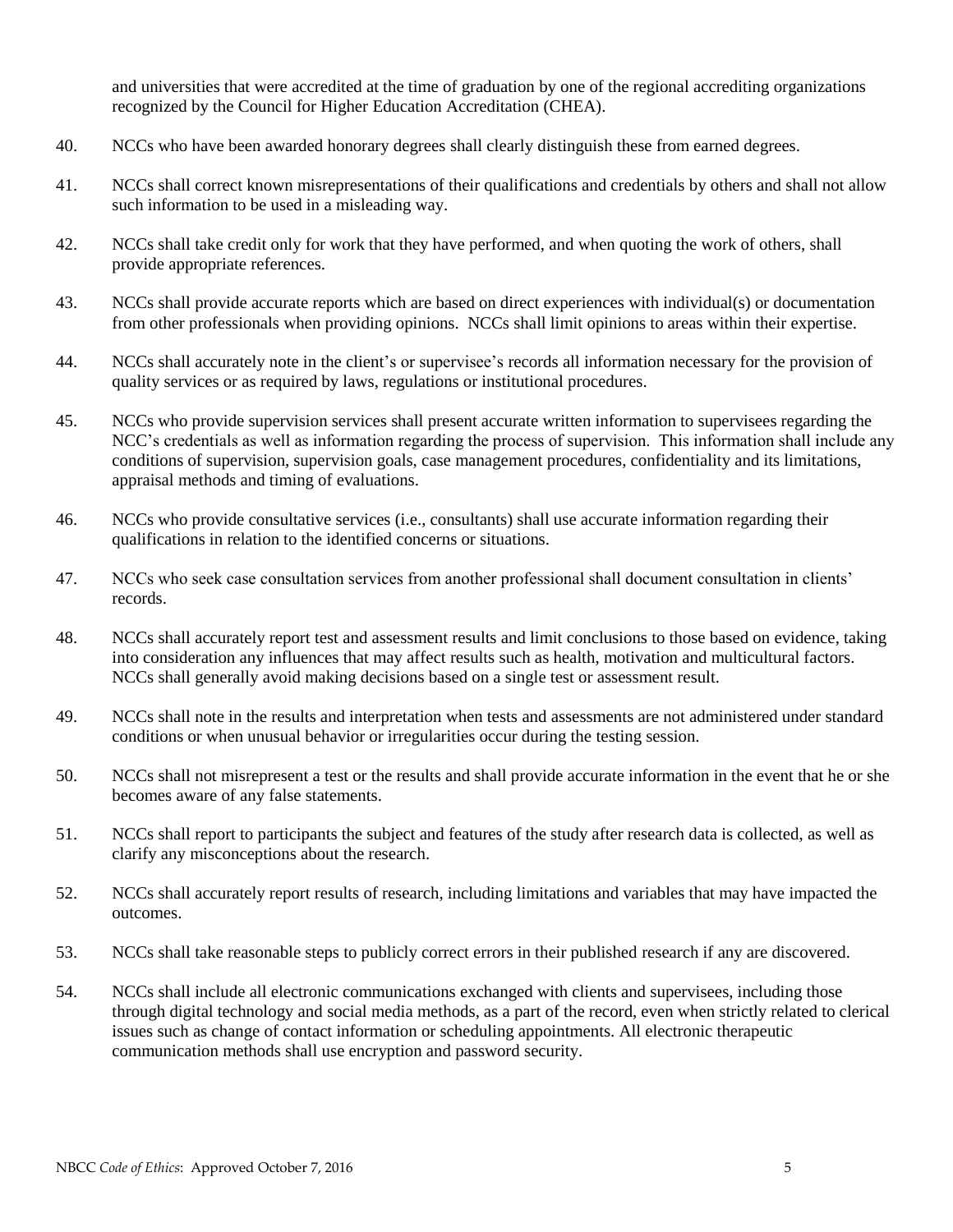and universities that were accredited at the time of graduation by one of the regional accrediting organizations recognized by the Council for Higher Education Accreditation (CHEA).

40. NCCs who have been awarded honorary degrees shall clearly distinguish these from earned degrees.

41. NCCs shall correct known misrepresentations of their qualifications and credentials by others and shall not allow such information to be used in a misleading way.

42. NCCs shall take credit only for work that they have performed, and when quoting the work of others, shall provide appropriate references.

43. NCCs shall provide accurate reports which are based on direct experiences with individual(s) or documentation from other professionals when providing opinions. NCCs shall limit opinions to areas within their expertise.

44. NCCs shall accurately note in the client's or supervisee's records all information necessary for the provision of quality services or as required by laws, regulations or institutional procedures.

45. NCCs who provide supervision services shall present accurate written information to supervisees regarding the NCC's credentials as well as information regarding the process of supervision. This information shall include any conditions of supervision, supervision goals, case management procedures, confidentiality and its limitations, appraisal methods and timing of evaluations.

46. NCCs who provide consultative services (i.e., consultants) shall use accurate information regarding their qualifications in relation to the identified concerns or situations.

47. NCCs who seek case consultation services from another professional shall document consultation in clients' records.

48. NCCs shall accurately report test and assessment results and limit conclusions to those based on evidence, taking into consideration any influences that may affect results such as health, motivation and multicultural factors. NCCs shall generally avoid making decisions based on a single test or assessment result.

49. NCCs shall note in the results and interpretation when tests and assessments are not administered under standard conditions or when unusual behavior or irregularities occur during the testing session.

50. NCCs shall not misrepresent a test or the results and shall provide accurate information in the event that he or she becomes aware of any false statements.

51. NCCs shall report to participants the subject and features of the study after research data is collected, as well as clarify any misconceptions about the research.

52. NCCs shall accurately report results of research, including limitations and variables that may have impacted the outcomes.

53. NCCs shall take reasonable steps to publicly correct errors in their published research if any are discovered.

54. NCCs shall include all electronic communications exchanged with clients and supervisees, including those through digital technology and social media methods, as a part of the record, even when strictly related to clerical issues such as change of contact information or scheduling appointments. All electronic therapeutic communication methods shall use encryption and password security.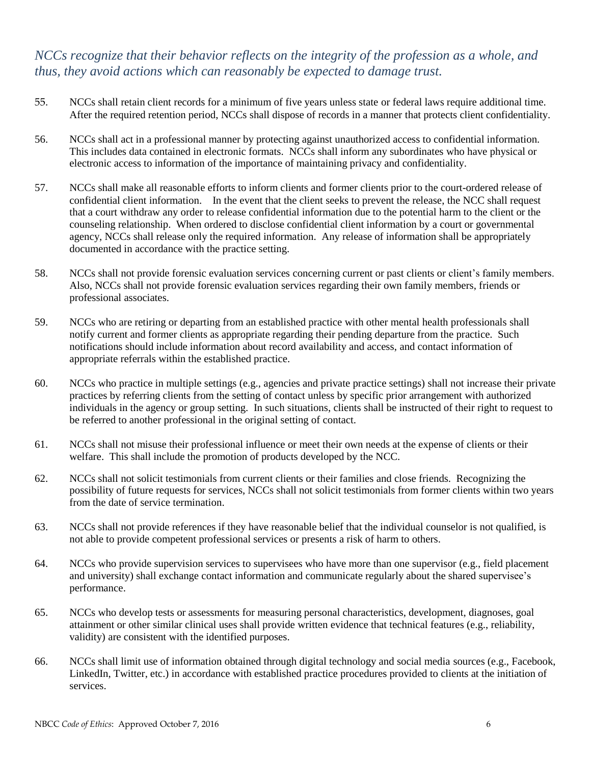*NCCs recognize that their behavior reflects on the integrity of the profession as a whole, and thus, they avoid actions which can reasonably be expected to damage trust.*

55. NCCs shall retain client records for a minimum of five years unless state or federal laws require additional time. After the required retention period, NCCs shall dispose of records in a manner that protects client confidentiality.

56. NCCs shall act in a professional manner by protecting against unauthorized access to confidential information. This includes data contained in electronic formats. NCCs shall inform any subordinates who have physical or electronic access to information of the importance of maintaining privacy and confidentiality.

57. NCCs shall make all reasonable efforts to inform clients and former clients prior to the court-ordered release of confidential client information. In the event that the client seeks to prevent the release, the NCC shall request that a court withdraw any order to release confidential information due to the potential harm to the client or the counseling relationship. When ordered to disclose confidential client information by a court or governmental agency, NCCs shall release only the required information. Any release of information shall be appropriately documented in accordance with the practice setting.

58. NCCs shall not provide forensic evaluation services concerning current or past clients or client's family members. Also, NCCs shall not provide forensic evaluation services regarding their own family members, friends or professional associates.

59. NCCs who are retiring or departing from an established practice with other mental health professionals shall notify current and former clients as appropriate regarding their pending departure from the practice. Such notifications should include information about record availability and access, and contact information of appropriate referrals within the established practice.

60. NCCs who practice in multiple settings (e.g., agencies and private practice settings) shall not increase their private practices by referring clients from the setting of contact unless by specific prior arrangement with authorized individuals in the agency or group setting. In such situations, clients shall be instructed of their right to request to be referred to another professional in the original setting of contact.

61. NCCs shall not misuse their professional influence or meet their own needs at the expense of clients or their welfare. This shall include the promotion of products developed by the NCC.

62. NCCs shall not solicit testimonials from current clients or their families and close friends. Recognizing the possibility of future requests for services, NCCs shall not solicit testimonials from former clients within two years from the date of service termination.

63. NCCs shall not provide references if they have reasonable belief that the individual counselor is not qualified, is not able to provide competent professional services or presents a risk of harm to others.

64. NCCs who provide supervision services to supervisees who have more than one supervisor (e.g., field placement and university) shall exchange contact information and communicate regularly about the shared supervisee's performance.

65. NCCs who develop tests or assessments for measuring personal characteristics, development, diagnoses, goal attainment or other similar clinical uses shall provide written evidence that technical features (e.g., reliability, validity) are consistent with the identified purposes.

66. NCCs shall limit use of information obtained through digital technology and social media sources (e.g., Facebook, LinkedIn, Twitter, etc.) in accordance with established practice procedures provided to clients at the initiation of services.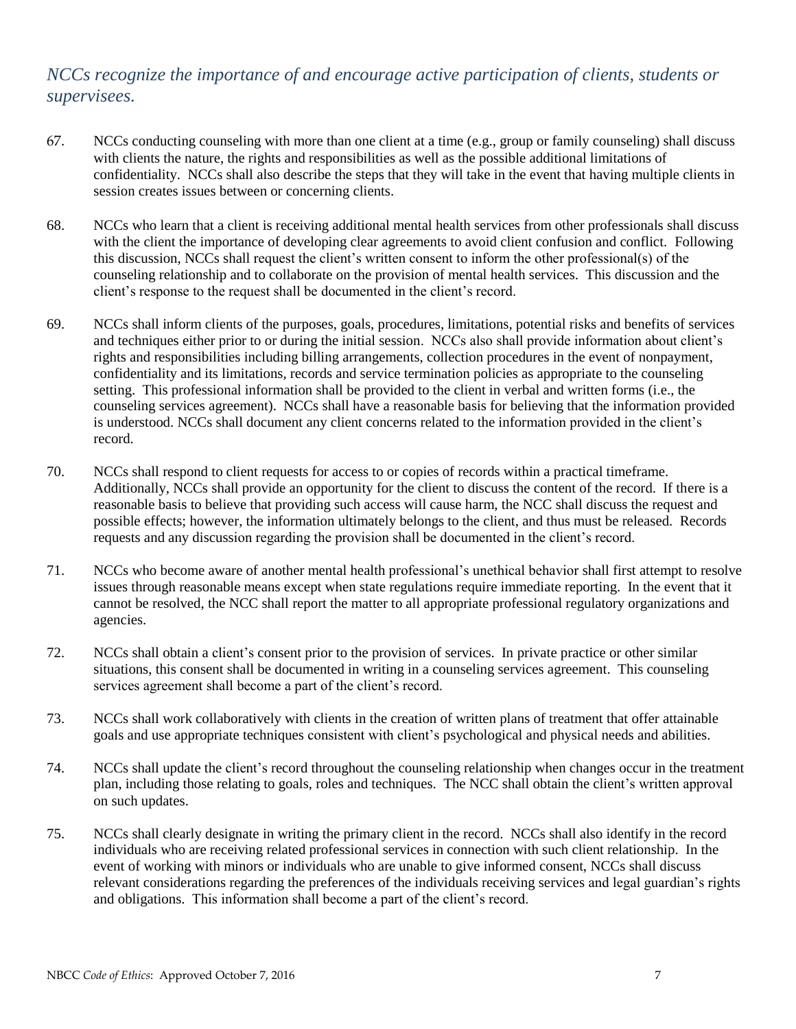*NCCs recognize the importance of and encourage active participation of clients, students or supervisees.*

67. NCCs conducting counseling with more than one client at a time (e.g., group or family counseling) shall discuss with clients the nature, the rights and responsibilities as well as the possible additional limitations of confidentiality. NCCs shall also describe the steps that they will take in the event that having multiple clients in session creates issues between or concerning clients.

68. NCCs who learn that a client is receiving additional mental health services from other professionals shall discuss with the client the importance of developing clear agreements to avoid client confusion and conflict. Following this discussion, NCCs shall request the client's written consent to inform the other professional(s) of the counseling relationship and to collaborate on the provision of mental health services. This discussion and the client's response to the request shall be documented in the client's record.

69. NCCs shall inform clients of the purposes, goals, procedures, limitations, potential risks and benefits of services and techniques either prior to or during the initial session. NCCs also shall provide information about client's rights and responsibilities including billing arrangements, collection procedures in the event of nonpayment, confidentiality and its limitations, records and service termination policies as appropriate to the counseling setting. This professional information shall be provided to the client in verbal and written forms (i.e., the counseling services agreement). NCCs shall have a reasonable basis for believing that the information provided is understood. NCCs shall document any client concerns related to the information provided in the client's record.

70. NCCs shall respond to client requests for access to or copies of records within a practical timeframe. Additionally, NCCs shall provide an opportunity for the client to discuss the content of the record. If there is a reasonable basis to believe that providing such access will cause harm, the NCC shall discuss the request and possible effects; however, the information ultimately belongs to the client, and thus must be released. Records requests and any discussion regarding the provision shall be documented in the client's record.

71. NCCs who become aware of another mental health professional's unethical behavior shall first attempt to resolve issues through reasonable means except when state regulations require immediate reporting. In the event that it cannot be resolved, the NCC shall report the matter to all appropriate professional regulatory organizations and agencies.

72. NCCs shall obtain a client's consent prior to the provision of services. In private practice or other similar situations, this consent shall be documented in writing in a counseling services agreement. This counseling services agreement shall become a part of the client's record.

73. NCCs shall work collaboratively with clients in the creation of written plans of treatment that offer attainable goals and use appropriate techniques consistent with client's psychological and physical needs and abilities.

74. NCCs shall update the client's record throughout the counseling relationship when changes occur in the treatment plan, including those relating to goals, roles and techniques. The NCC shall obtain the client's written approval on such updates.

75. NCCs shall clearly designate in writing the primary client in the record. NCCs shall also identify in the record individuals who are receiving related professional services in connection with such client relationship. In the event of working with minors or individuals who are unable to give informed consent, NCCs shall discuss relevant considerations regarding the preferences of the individuals receiving services and legal guardian's rights and obligations. This information shall become a part of the client's record.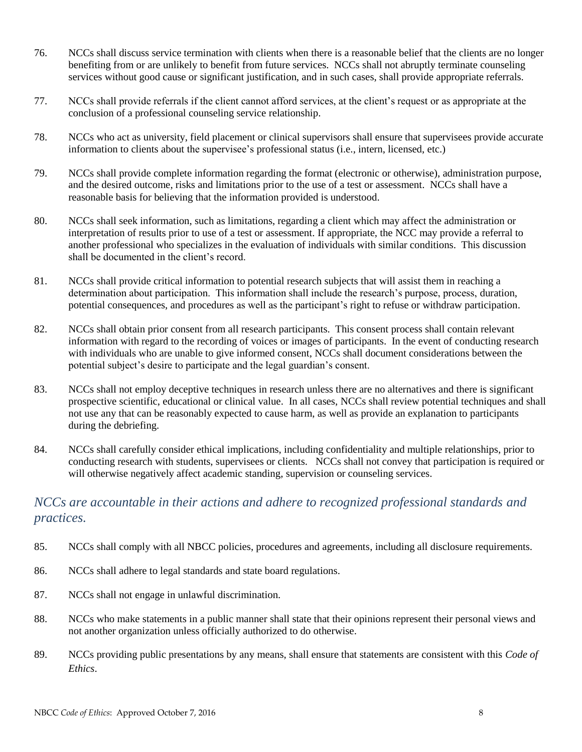76. NCCs shall discuss service termination with clients when there is a reasonable belief that the clients are no longer benefiting from or are unlikely to benefit from future services. NCCs shall not abruptly terminate counseling services without good cause or significant justification, and in such cases, shall provide appropriate referrals.

77. NCCs shall provide referrals if the client cannot afford services, at the client's request or as appropriate at the conclusion of a professional counseling service relationship.

78. NCCs who act as university, field placement or clinical supervisors shall ensure that supervisees provide accurate information to clients about the supervisee's professional status (i.e., intern, licensed, etc.)

79. NCCs shall provide complete information regarding the format (electronic or otherwise), administration purpose, and the desired outcome, risks and limitations prior to the use of a test or assessment. NCCs shall have a reasonable basis for believing that the information provided is understood.

80. NCCs shall seek information, such as limitations, regarding a client which may affect the administration or interpretation of results prior to use of a test or assessment. If appropriate, the NCC may provide a referral to another professional who specializes in the evaluation of individuals with similar conditions. This discussion shall be documented in the client's record.

81. NCCs shall provide critical information to potential research subjects that will assist them in reaching a determination about participation. This information shall include the research's purpose, process, duration, potential consequences, and procedures as well as the participant's right to refuse or withdraw participation.

82. NCCs shall obtain prior consent from all research participants. This consent process shall contain relevant information with regard to the recording of voices or images of participants. In the event of conducting research with individuals who are unable to give informed consent, NCCs shall document considerations between the potential subject's desire to participate and the legal guardian's consent.

83. NCCs shall not employ deceptive techniques in research unless there are no alternatives and there is significant prospective scientific, educational or clinical value. In all cases, NCCs shall review potential techniques and shall not use any that can be reasonably expected to cause harm, as well as provide an explanation to participants during the debriefing.

84. NCCs shall carefully consider ethical implications, including confidentiality and multiple relationships, prior to conducting research with students, supervisees or clients. NCCs shall not convey that participation is required or will otherwise negatively affect academic standing, supervision or counseling services.

## *NCCs are accountable in their actions and adhere to recognized professional standards and practices.*

85. NCCs shall comply with all NBCC policies, procedures and agreements, including all disclosure requirements.

86. NCCs shall adhere to legal standards and state board regulations.

87. NCCs shall not engage in unlawful discrimination.

88. NCCs who make statements in a public manner shall state that their opinions represent their personal views and not another organization unless officially authorized to do otherwise.

89. NCCs providing public presentations by any means, shall ensure that statements are consistent with this *Code of Ethics*.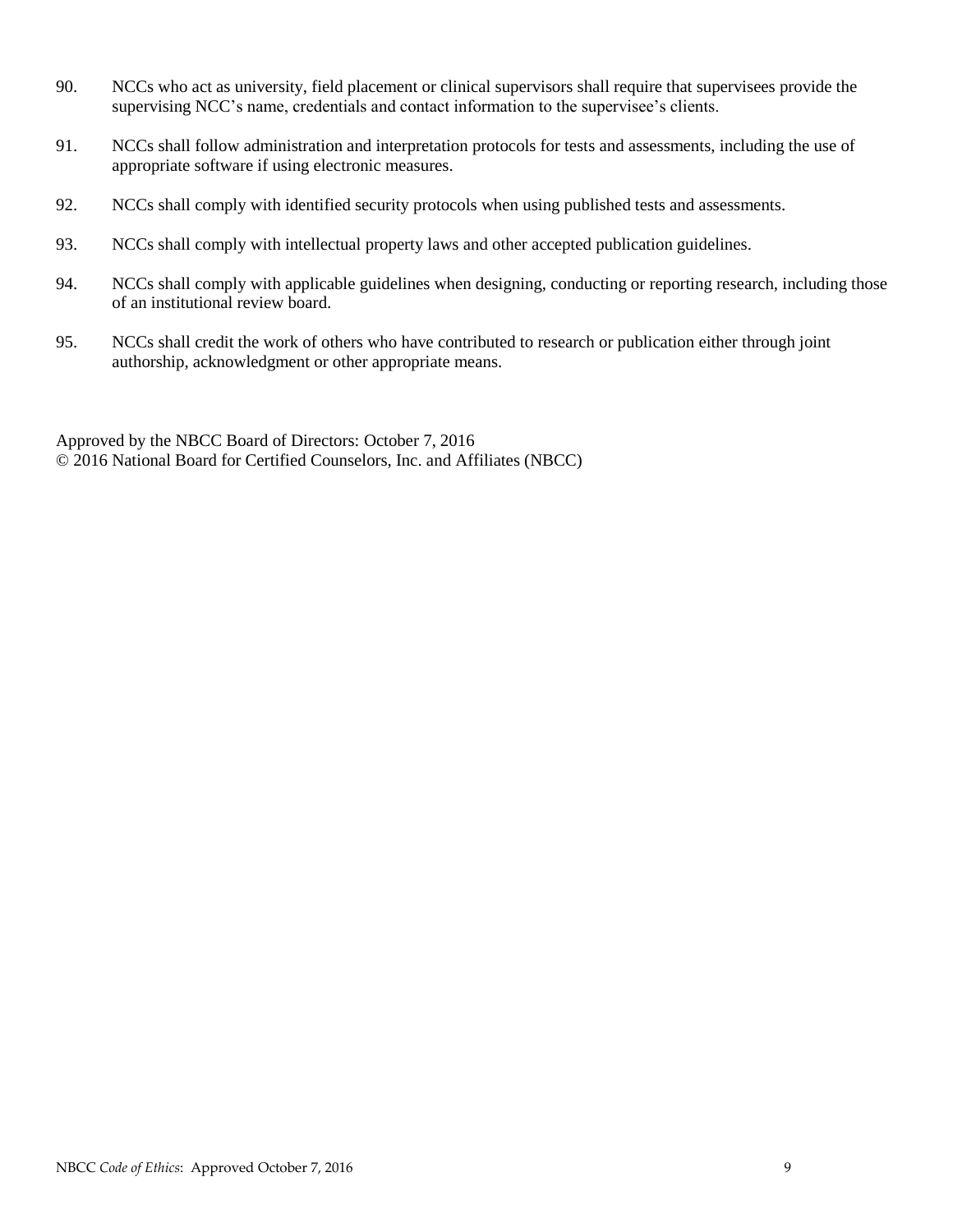90. NCCs who act as university, field placement or clinical supervisors shall require that supervisees provide the supervising NCC's name, credentials and contact information to the supervisee's clients.

91. NCCs shall follow administration and interpretation protocols for tests and assessments, including the use of appropriate software if using electronic measures.

92. NCCs shall comply with identified security protocols when using published tests and assessments.

93. NCCs shall comply with intellectual property laws and other accepted publication guidelines.

94. NCCs shall comply with applicable guidelines when designing, conducting or reporting research, including those of an institutional review board.

95. NCCs shall credit the work of others who have contributed to research or publication either through joint authorship, acknowledgment or other appropriate means.

Approved by the NBCC Board of Directors: October 7, 2016
© 2016 National Board for Certified Counselors, Inc. and Affiliates (NBCC)